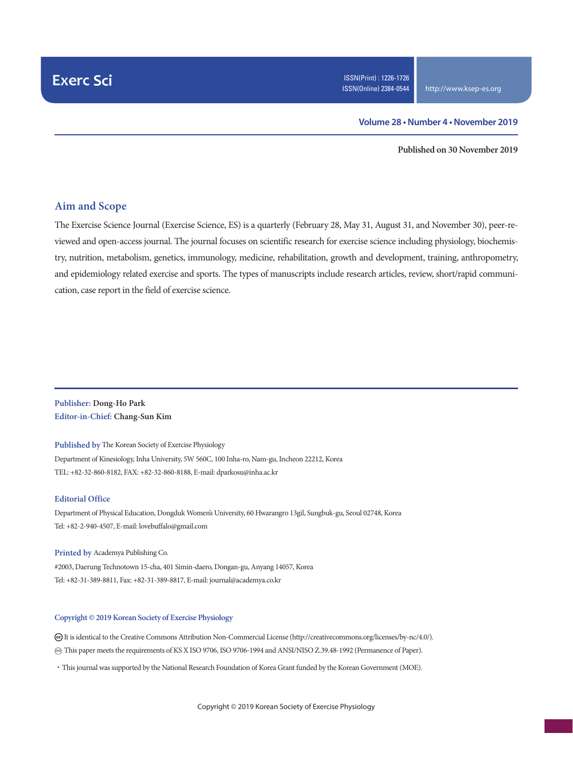# Exerc Sci

ISSN(Print) : 1226-1726
ISSN(Online) 2384-0544

http://www.ksep-es.org

**Volume 28 • Number 4 • November 2019**

**Published on 30 November 2019**

## Aim and Scope

The Exercise Science Journal (Exercise Science, ES) is a quarterly (February 28, May 31, August 31, and November 30), peer-reviewed and open-access journal. The journal focuses on scientific research for exercise science including physiology, biochemistry, nutrition, metabolism, genetics, immunology, medicine, rehabilitation, growth and development, training, anthropometry, and epidemiology related exercise and sports. The types of manuscripts include research articles, review, short/rapid communication, case report in the field of exercise science.

**Publisher:** Dong-Ho Park
**Editor-in-Chief:** Chang-Sun Kim

**Published by** The Korean Society of Exercise Physiology
Department of Kinesiology, Inha University, 5W 560C, 100 Inha-ro, Nam-gu, Incheon 22212, Korea
TEL: +82-32-860-8182, FAX: +82-32-860-8188, E-mail: dparkosu@inha.ac.kr

**Editorial Office**
Department of Physical Education, Dongduk Women's University, 60 Hwarangro 13gil, Sungbuk-gu, Seoul 02748, Korea
Tel: +82-2-940-4507, E-mail: lovebuffalo@gmail.com

**Printed by** Academya Publishing Co.
#2003, Daerung Technotown 15-cha, 401 Simin-daero, Dongan-gu, Anyang 14057, Korea
Tel: +82-31-389-8811, Fax: +82-31-389-8817, E-mail: journal@academya.co.kr

**Copyright © 2019 Korean Society of Exercise Physiology**

It is identical to the Creative Commons Attribution Non-Commercial License (http://creativecommons.org/licenses/by-nc/4.0/).
This paper meets the requirements of KS X ISO 9706, ISO 9706-1994 and ANSI/NISO Z.39.48-1992 (Permanence of Paper).

・This journal was supported by the National Research Foundation of Korea Grant funded by the Korean Government (MOE).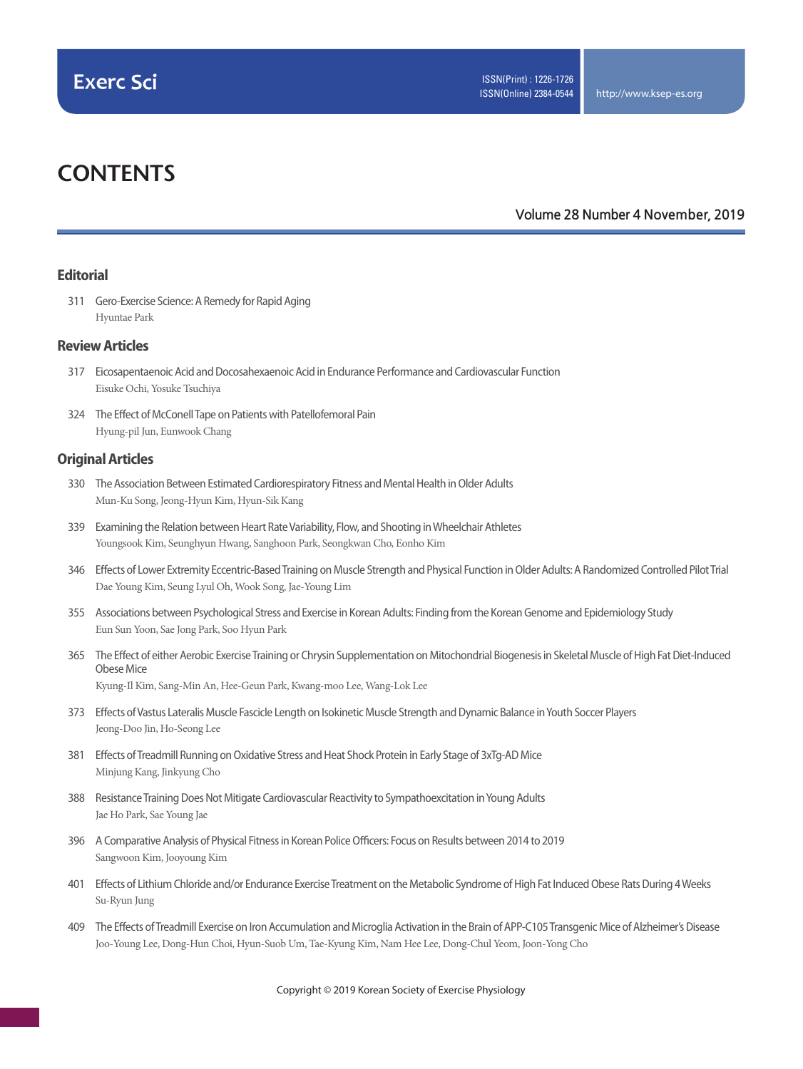# CONTENTS

Volume 28 Number 4 November, 2019

## Editorial

311 Gero-Exercise Science: A Remedy for Rapid Aging
Hyuntae Park

## Review Articles

317 Eicosapentaenoic Acid and Docosahexaenoic Acid in Endurance Performance and Cardiovascular Function
Eisuke Ochi, Yosuke Tsuchiya

324 The Effect of McConell Tape on Patients with Patellofemoral Pain
Hyung-pil Jun, Eunwook Chang

## Original Articles

330 The Association Between Estimated Cardiorespiratory Fitness and Mental Health in Older Adults
Mun-Ku Song, Jeong-Hyun Kim, Hyun-Sik Kang

339 Examining the Relation between Heart Rate Variability, Flow, and Shooting in Wheelchair Athletes
Youngsook Kim, Seunghyun Hwang, Sanghoon Park, Seongkwan Cho, Eonho Kim

346 Effects of Lower Extremity Eccentric-Based Training on Muscle Strength and Physical Function in Older Adults: A Randomized Controlled Pilot Trial
Dae Young Kim, Seung Lyul Oh, Wook Song, Jae-Young Lim

355 Associations between Psychological Stress and Exercise in Korean Adults: Finding from the Korean Genome and Epidemiology Study
Eun Sun Yoon, Sae Jong Park, Soo Hyun Park

365 The Effect of either Aerobic Exercise Training or Chrysin Supplementation on Mitochondrial Biogenesis in Skeletal Muscle of High Fat Diet-Induced Obese Mice
Kyung-Il Kim, Sang-Min An, Hee-Geun Park, Kwang-moo Lee, Wang-Lok Lee

373 Effects of Vastus Lateralis Muscle Fascicle Length on Isokinetic Muscle Strength and Dynamic Balance in Youth Soccer Players
Jeong-Doo Jin, Ho-Seong Lee

381 Effects of Treadmill Running on Oxidative Stress and Heat Shock Protein in Early Stage of 3xTg-AD Mice
Minjung Kang, Jinkyung Cho

388 Resistance Training Does Not Mitigate Cardiovascular Reactivity to Sympathoexcitation in Young Adults
Jae Ho Park, Sae Young Jae

396 A Comparative Analysis of Physical Fitness in Korean Police Officers: Focus on Results between 2014 to 2019
Sangwoon Kim, Jooyoung Kim

401 Effects of Lithium Chloride and/or Endurance Exercise Treatment on the Metabolic Syndrome of High Fat Induced Obese Rats During 4 Weeks
Su-Ryun Jung

409 The Effects of Treadmill Exercise on Iron Accumulation and Microglia Activation in the Brain of APP-C105 Transgenic Mice of Alzheimer's Disease
Joo-Young Lee, Dong-Hun Choi, Hyun-Suob Um, Tae-Kyung Kim, Nam Hee Lee, Dong-Chul Yeom, Joon-Yong Cho

Copyright © 2019 Korean Society of Exercise Physiology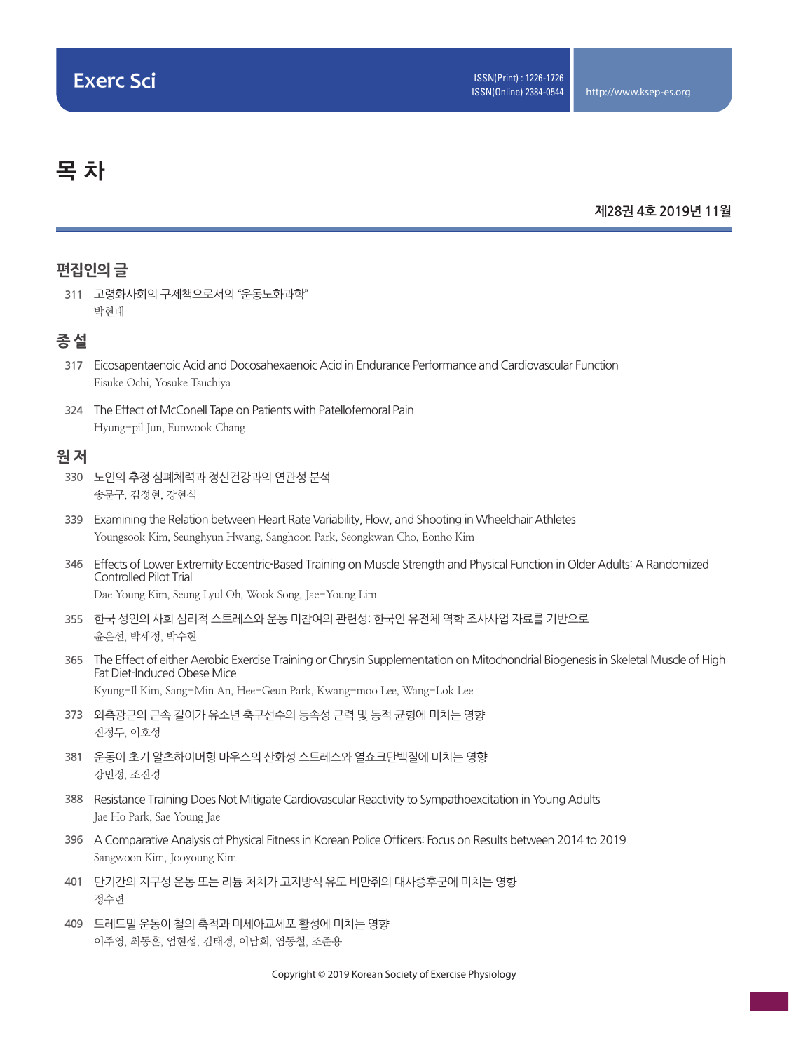# 목 차

**제28권 4호 2019년 11월**

## 편집인의 글

311 고령화사회의 구제책으로서의 "운동노화과학"
박현태

## 종 설

317 Eicosapentaenoic Acid and Docosahexaenoic Acid in Endurance Performance and Cardiovascular Function
Eisuke Ochi, Yosuke Tsuchiya

324 The Effect of McConell Tape on Patients with Patellofemoral Pain
Hyung-pil Jun, Eunwook Chang

## 원 저

330 노인의 추정 심폐체력과 정신건강과의 연관성 분석
송문구, 김정현, 강현식

339 Examining the Relation between Heart Rate Variability, Flow, and Shooting in Wheelchair Athletes
Youngsook Kim, Seunghyun Hwang, Sanghoon Park, Seongkwan Cho, Eonho Kim

346 Effects of Lower Extremity Eccentric-Based Training on Muscle Strength and Physical Function in Older Adults: A Randomized Controlled Pilot Trial
Dae Young Kim, Seung Lyul Oh, Wook Song, Jae-Young Lim

355 한국 성인의 사회 심리적 스트레스와 운동 미참여의 관련성: 한국인 유전체 역학 조사사업 자료를 기반으로
윤은선, 박세정, 박수현

365 The Effect of either Aerobic Exercise Training or Chrysin Supplementation on Mitochondrial Biogenesis in Skeletal Muscle of High Fat Diet-Induced Obese Mice
Kyung-Il Kim, Sang-Min An, Hee-Geun Park, Kwang-moo Lee, Wang-Lok Lee

373 외측광근의 근속 길이가 유소년 축구선수의 등속성 근력 및 동적 균형에 미치는 영향
진정두, 이호성

381 운동이 초기 알츠하이머형 마우스의 산화성 스트레스와 열쇼크단백질에 미치는 영향
강민정, 조진경

388 Resistance Training Does Not Mitigate Cardiovascular Reactivity to Sympathoexcitation in Young Adults
Jae Ho Park, Sae Young Jae

396 A Comparative Analysis of Physical Fitness in Korean Police Officers: Focus on Results between 2014 to 2019
Sangwoon Kim, Jooyoung Kim

401 단기간의 지구성 운동 또는 리튬 처치가 고지방식 유도 비만쥐의 대사증후군에 미치는 영향
정수련

409 트레드밀 운동이 철의 축적과 미세아교세포 활성에 미치는 영향
이주영, 최동훈, 엄현섭, 김태경, 이남희, 염동철, 조준용

Copyright © 2019 Korean Society of Exercise Physiology